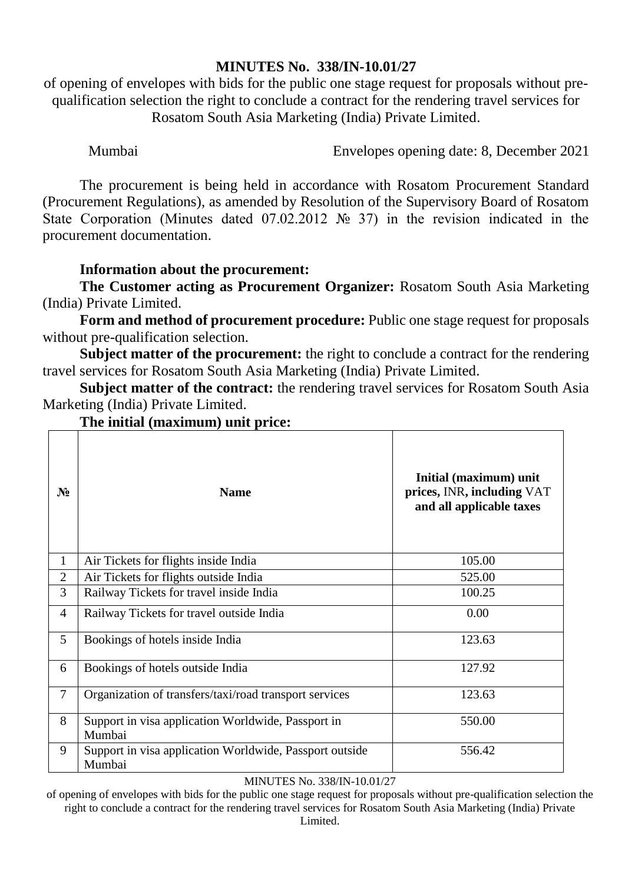# MINUTES No. 338/IN-10.01/27

of opening of envelopes with bids for the public one stage request for proposals without pre-qualification selection the right to conclude a contract for the rendering travel services for Rosatom South Asia Marketing (India) Private Limited.

Mumbai | Envelopes opening date: 8, December 2021

The procurement is being held in accordance with Rosatom Procurement Standard (Procurement Regulations), as amended by Resolution of the Supervisory Board of Rosatom State Corporation (Minutes dated 07.02.2012 № 37) in the revision indicated in the procurement documentation.

**Information about the procurement:**

**The Customer acting as Procurement Organizer:** Rosatom South Asia Marketing (India) Private Limited.

**Form and method of procurement procedure:** Public one stage request for proposals without pre-qualification selection.

**Subject matter of the procurement:** the right to conclude a contract for the rendering travel services for Rosatom South Asia Marketing (India) Private Limited.

**Subject matter of the contract:** the rendering travel services for Rosatom South Asia Marketing (India) Private Limited.

**The initial (maximum) unit price:**

| № | Name | Initial (maximum) unit prices, INR, including VAT and all applicable taxes |
|---|---|---|
| 1 | Air Tickets for flights inside India | 105.00 |
| 2 | Air Tickets for flights outside India | 525.00 |
| 3 | Railway Tickets for travel inside India | 100.25 |
| 4 | Railway Tickets for travel outside India | 0.00 |
| 5 | Bookings of hotels inside India | 123.63 |
| 6 | Bookings of hotels outside India | 127.92 |
| 7 | Organization of transfers/taxi/road transport services | 123.63 |
| 8 | Support in visa application Worldwide, Passport in Mumbai | 550.00 |
| 9 | Support in visa application Worldwide, Passport outside Mumbai | 556.42 |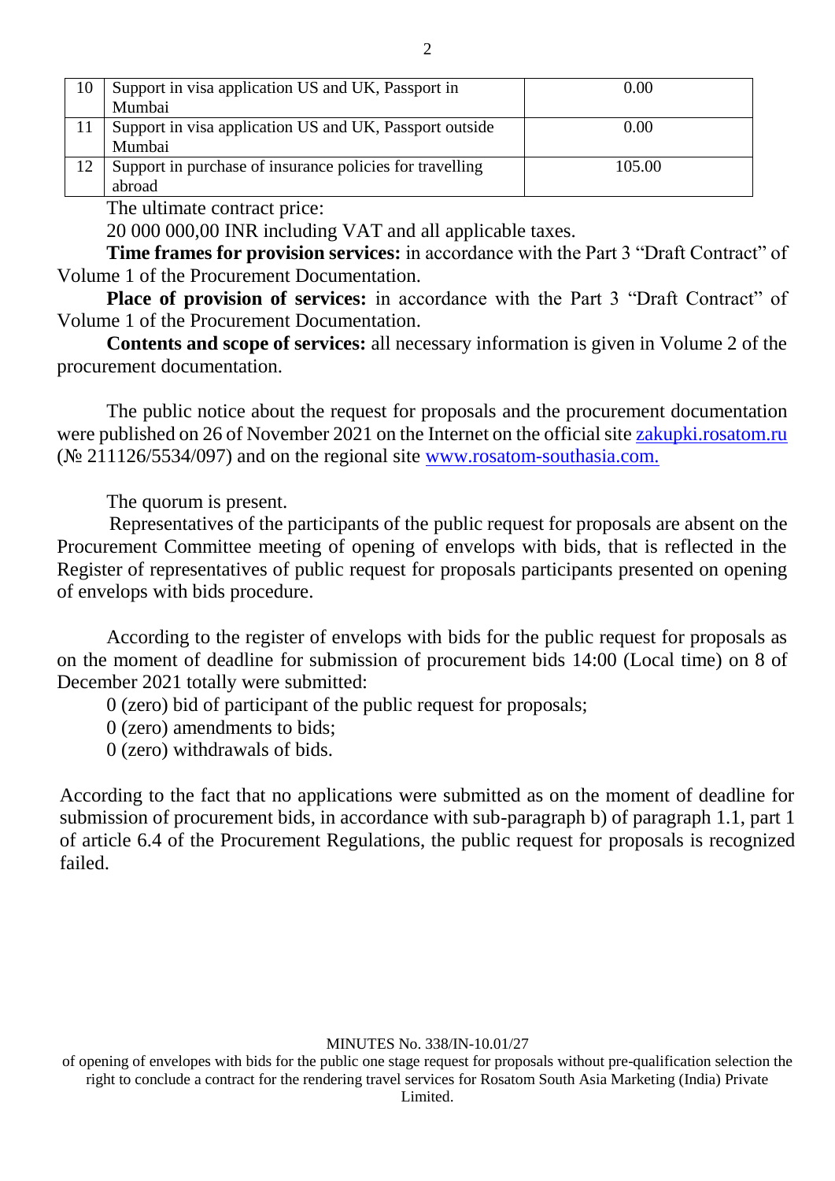| | | |
|---|---|---|
| 10 | Support in visa application US and UK, Passport in Mumbai | 0.00 |
| 11 | Support in visa application US and UK, Passport outside Mumbai | 0.00 |
| 12 | Support in purchase of insurance policies for travelling abroad | 105.00 |

The ultimate contract price:

20 000 000,00 INR including VAT and all applicable taxes.

**Time frames for provision services:** in accordance with the Part 3 "Draft Contract" of Volume 1 of the Procurement Documentation.

**Place of provision of services:** in accordance with the Part 3 "Draft Contract" of Volume 1 of the Procurement Documentation.

**Contents and scope of services:** all necessary information is given in Volume 2 of the procurement documentation.

The public notice about the request for proposals and the procurement documentation were published on 26 of November 2021 on the Internet on the official site zakupki.rosatom.ru (№ 211126/5534/097) and on the regional site www.rosatom-southasia.com.

The quorum is present.

Representatives of the participants of the public request for proposals are absent on the Procurement Committee meeting of opening of envelops with bids, that is reflected in the Register of representatives of public request for proposals participants presented on opening of envelops with bids procedure.

According to the register of envelops with bids for the public request for proposals as on the moment of deadline for submission of procurement bids 14:00 (Local time) on 8 of December 2021 totally were submitted:

0 (zero) bid of participant of the public request for proposals;

0 (zero) amendments to bids;

0 (zero) withdrawals of bids.

According to the fact that no applications were submitted as on the moment of deadline for submission of procurement bids, in accordance with sub-paragraph b) of paragraph 1.1, part 1 of article 6.4 of the Procurement Regulations, the public request for proposals is recognized failed.